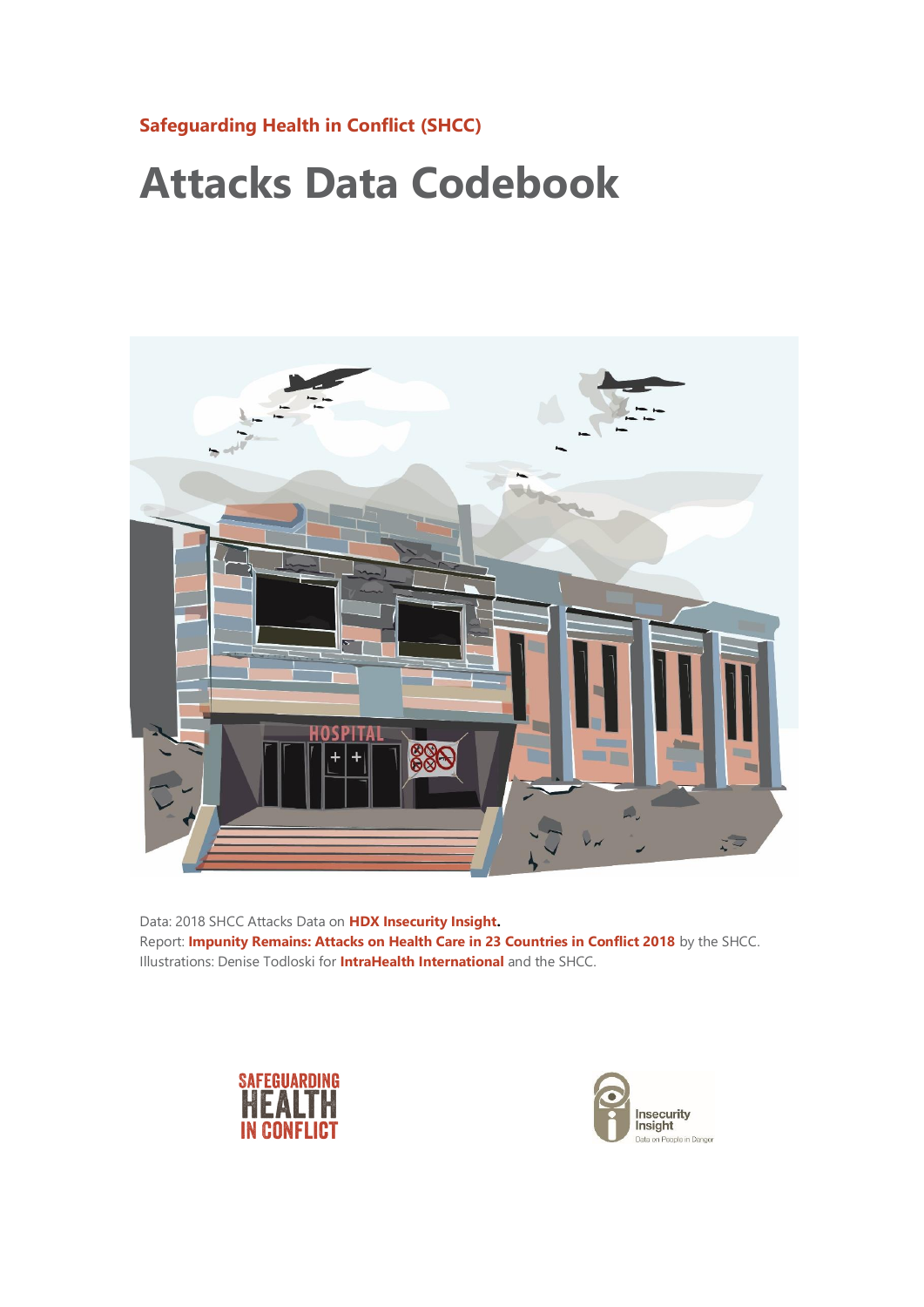**Safeguarding Health in Conflict (SHCC)**

# Attacks Data Codebook

Data: 2018 SHCC Attacks Data on **HDX Insecurity Insight.**
Report: **Impunity Remains: Attacks on Health Care in 23 Countries in Conflict 2018** by the SHCC.
Illustrations: Denise Todloski for **IntraHealth International** and the SHCC.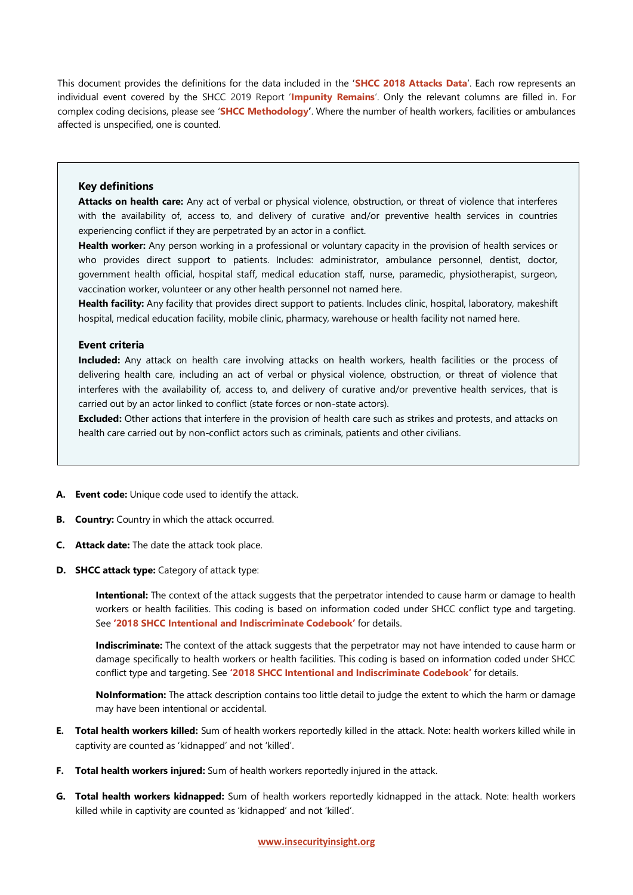This document provides the definitions for the data included in the '**SHCC 2018 Attacks Data**'. Each row represents an individual event covered by the SHCC 2019 Report '**Impunity Remains**'. Only the relevant columns are filled in. For complex coding decisions, please see '**SHCC Methodology**'. Where the number of health workers, facilities or ambulances affected is unspecified, one is counted.

### Key definitions

**Attacks on health care:** Any act of verbal or physical violence, obstruction, or threat of violence that interferes with the availability of, access to, and delivery of curative and/or preventive health services in countries experiencing conflict if they are perpetrated by an actor in a conflict.

**Health worker:** Any person working in a professional or voluntary capacity in the provision of health services or who provides direct support to patients. Includes: administrator, ambulance personnel, dentist, doctor, government health official, hospital staff, medical education staff, nurse, paramedic, physiotherapist, surgeon, vaccination worker, volunteer or any other health personnel not named here.

**Health facility:** Any facility that provides direct support to patients. Includes clinic, hospital, laboratory, makeshift hospital, medical education facility, mobile clinic, pharmacy, warehouse or health facility not named here.

### Event criteria

**Included:** Any attack on health care involving attacks on health workers, health facilities or the process of delivering health care, including an act of verbal or physical violence, obstruction, or threat of violence that interferes with the availability of, access to, and delivery of curative and/or preventive health services, that is carried out by an actor linked to conflict (state forces or non-state actors).

**Excluded:** Other actions that interfere in the provision of health care such as strikes and protests, and attacks on health care carried out by non-conflict actors such as criminals, patients and other civilians.

A. **Event code:** Unique code used to identify the attack.

B. **Country:** Country in which the attack occurred.

C. **Attack date:** The date the attack took place.

D. **SHCC attack type:** Category of attack type:

   **Intentional:** The context of the attack suggests that the perpetrator intended to cause harm or damage to health workers or health facilities. This coding is based on information coded under SHCC conflict type and targeting. See **'2018 SHCC Intentional and Indiscriminate Codebook'** for details.

   **Indiscriminate:** The context of the attack suggests that the perpetrator may not have intended to cause harm or damage specifically to health workers or health facilities. This coding is based on information coded under SHCC conflict type and targeting. See **'2018 SHCC Intentional and Indiscriminate Codebook'** for details.

   **NoInformation:** The attack description contains too little detail to judge the extent to which the harm or damage may have been intentional or accidental.

E. **Total health workers killed:** Sum of health workers reportedly killed in the attack. Note: health workers killed while in captivity are counted as 'kidnapped' and not 'killed'.

F. **Total health workers injured:** Sum of health workers reportedly injured in the attack.

G. **Total health workers kidnapped:** Sum of health workers reportedly kidnapped in the attack. Note: health workers killed while in captivity are counted as 'kidnapped' and not 'killed'.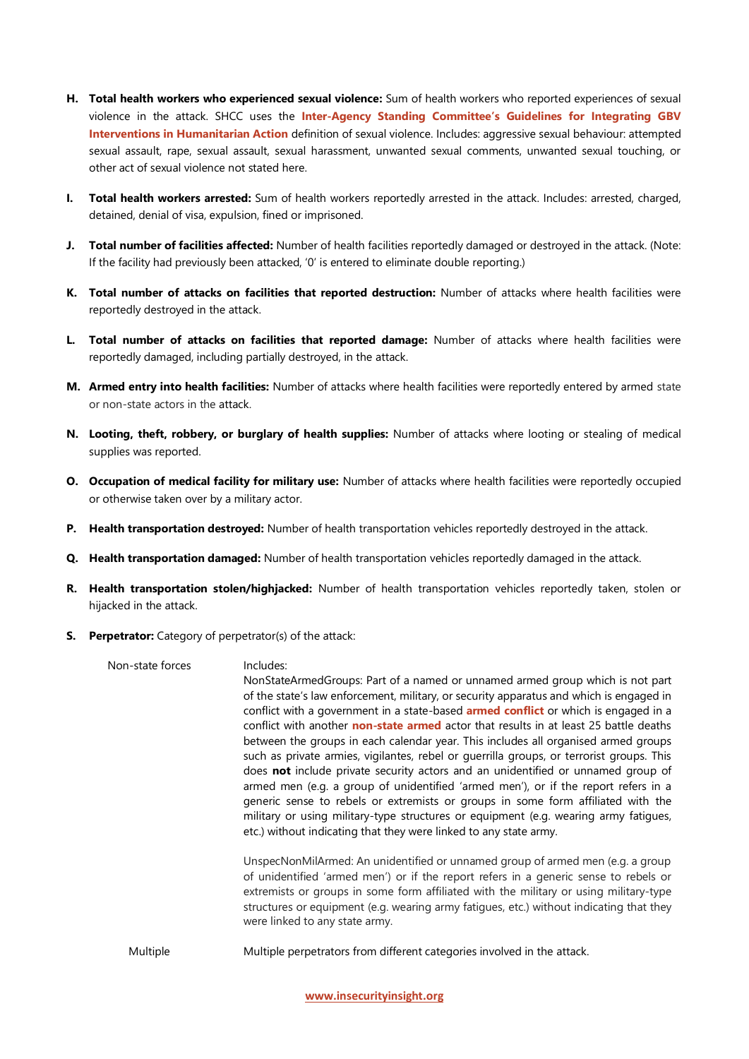**H. Total health workers who experienced sexual violence:** Sum of health workers who reported experiences of sexual violence in the attack. SHCC uses the **Inter-Agency Standing Committee's Guidelines for Integrating GBV Interventions in Humanitarian Action** definition of sexual violence. Includes: aggressive sexual behaviour: attempted sexual assault, rape, sexual assault, sexual harassment, unwanted sexual comments, unwanted sexual touching, or other act of sexual violence not stated here.

**I. Total health workers arrested:** Sum of health workers reportedly arrested in the attack. Includes: arrested, charged, detained, denial of visa, expulsion, fined or imprisoned.

**J. Total number of facilities affected:** Number of health facilities reportedly damaged or destroyed in the attack. (Note: If the facility had previously been attacked, '0' is entered to eliminate double reporting.)

**K. Total number of attacks on facilities that reported destruction:** Number of attacks where health facilities were reportedly destroyed in the attack.

**L. Total number of attacks on facilities that reported damage:** Number of attacks where health facilities were reportedly damaged, including partially destroyed, in the attack.

**M. Armed entry into health facilities:** Number of attacks where health facilities were reportedly entered by armed state or non-state actors in the attack.

**N. Looting, theft, robbery, or burglary of health supplies:** Number of attacks where looting or stealing of medical supplies was reported.

**O. Occupation of medical facility for military use:** Number of attacks where health facilities were reportedly occupied or otherwise taken over by a military actor.

**P. Health transportation destroyed:** Number of health transportation vehicles reportedly destroyed in the attack.

**Q. Health transportation damaged:** Number of health transportation vehicles reportedly damaged in the attack.

**R. Health transportation stolen/highjacked:** Number of health transportation vehicles reportedly taken, stolen or hijacked in the attack.

**S. Perpetrator:** Category of perpetrator(s) of the attack:

| | |
|---|---|
| Non-state forces | Includes:<br>NonStateArmedGroups: Part of a named or unnamed armed group which is not part of the state's law enforcement, military, or security apparatus and which is engaged in conflict with a government in a state-based **armed conflict** or which is engaged in a conflict with another **non-state armed** actor that results in at least 25 battle deaths between the groups in each calendar year. This includes all organised armed groups such as private armies, vigilantes, rebel or guerrilla groups, or terrorist groups. This does **not** include private security actors and an unidentified or unnamed group of armed men (e.g. a group of unidentified 'armed men'), or if the report refers in a generic sense to rebels or extremists or groups in some form affiliated with the military or using military-type structures or equipment (e.g. wearing army fatigues, etc.) without indicating that they were linked to any state army.<br><br>UnspecNonMilArmed: An unidentified or unnamed group of armed men (e.g. a group of unidentified 'armed men') or if the report refers in a generic sense to rebels or extremists or groups in some form affiliated with the military or using military-type structures or equipment (e.g. wearing army fatigues, etc.) without indicating that they were linked to any state army. |
| Multiple | Multiple perpetrators from different categories involved in the attack. |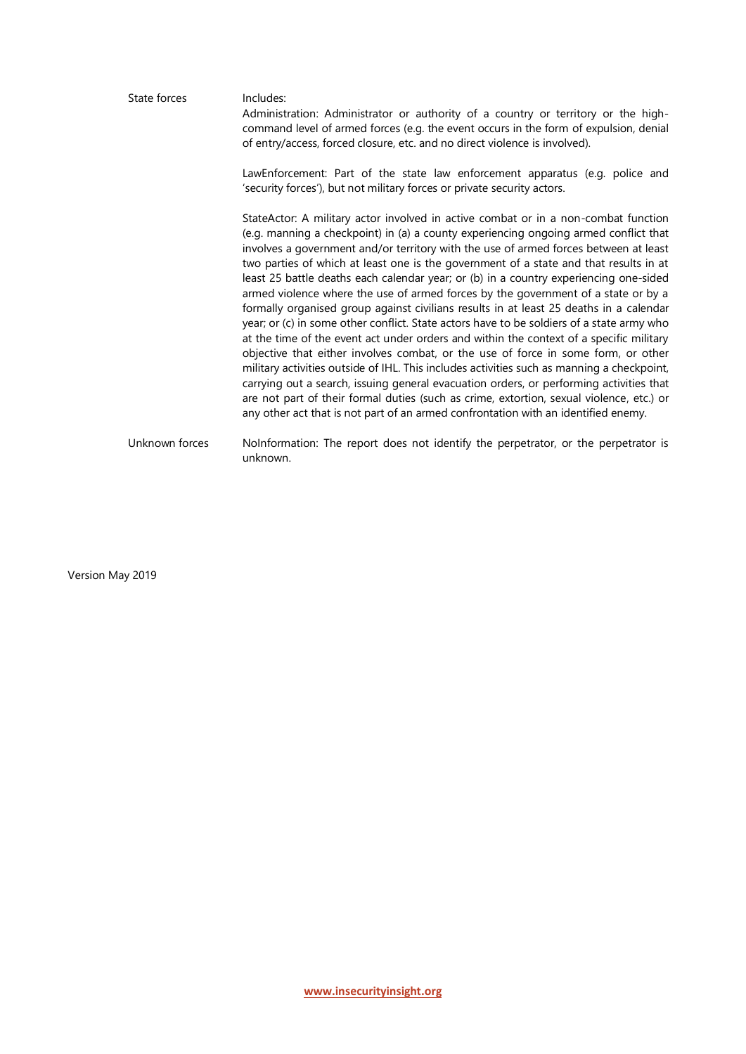| | |
|---|---|
| State forces | Includes:<br>Administration: Administrator or authority of a country or territory or the high-command level of armed forces (e.g. the event occurs in the form of expulsion, denial of entry/access, forced closure, etc. and no direct violence is involved).<br><br>LawEnforcement: Part of the state law enforcement apparatus (e.g. police and 'security forces'), but not military forces or private security actors.<br><br>StateActor: A military actor involved in active combat or in a non-combat function (e.g. manning a checkpoint) in (a) a county experiencing ongoing armed conflict that involves a government and/or territory with the use of armed forces between at least two parties of which at least one is the government of a state and that results in at least 25 battle deaths each calendar year; or (b) in a country experiencing one-sided armed violence where the use of armed forces by the government of a state or by a formally organised group against civilians results in at least 25 deaths in a calendar year; or (c) in some other conflict. State actors have to be soldiers of a state army who at the time of the event act under orders and within the context of a specific military objective that either involves combat, or the use of force in some form, or other military activities outside of IHL. This includes activities such as manning a checkpoint, carrying out a search, issuing general evacuation orders, or performing activities that are not part of their formal duties (such as crime, extortion, sexual violence, etc.) or any other act that is not part of an armed confrontation with an identified enemy. |
| Unknown forces | NoInformation: The report does not identify the perpetrator, or the perpetrator is unknown. |

Version May 2019